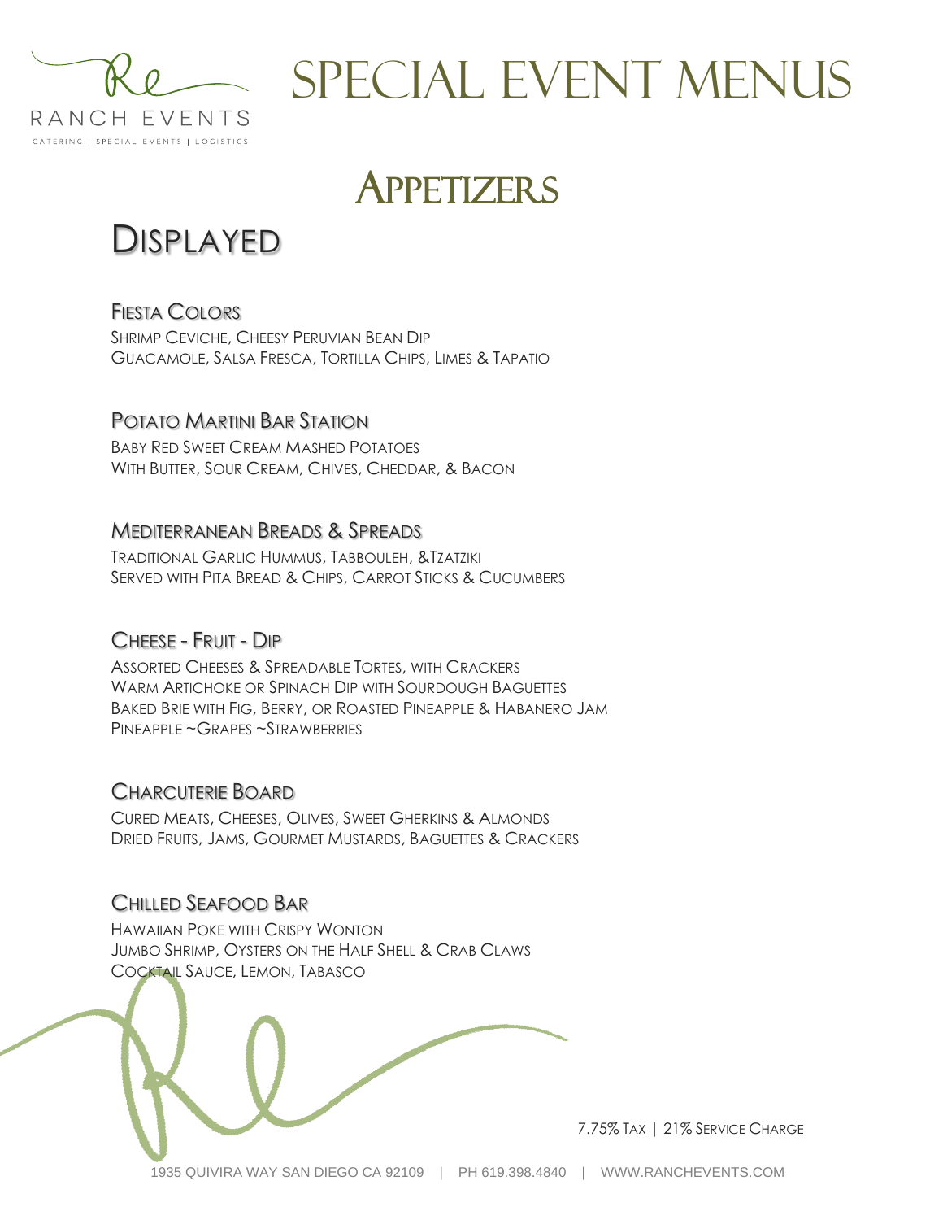# SPECIAL EVENT MENUS

## APPETIZERS

### DISPLAYED

**FIESTA COLORS**

SHRIMP CEVICHE, CHEESY PERUVIAN BEAN DIP
GUACAMOLE, SALSA FRESCA, TORTILLA CHIPS, LIMES & TAPATIO

**POTATO MARTINI BAR STATION**

BABY RED SWEET CREAM MASHED POTATOES
WITH BUTTER, SOUR CREAM, CHIVES, CHEDDAR, & BACON

**MEDITERRANEAN BREADS & SPREADS**

TRADITIONAL GARLIC HUMMUS, TABBOULEH, &TZATZIKI
SERVED WITH PITA BREAD & CHIPS, CARROT STICKS & CUCUMBERS

**CHEESE - FRUIT - DIP**

ASSORTED CHEESES & SPREADABLE TORTES, WITH CRACKERS
WARM ARTICHOKE OR SPINACH DIP WITH SOURDOUGH BAGUETTES
BAKED BRIE WITH FIG, BERRY, OR ROASTED PINEAPPLE & HABANERO JAM
PINEAPPLE ~GRAPES ~STRAWBERRIES

**CHARCUTERIE BOARD**

CURED MEATS, CHEESES, OLIVES, SWEET GHERKINS & ALMONDS
DRIED FRUITS, JAMS, GOURMET MUSTARDS, BAGUETTES & CRACKERS

**CHILLED SEAFOOD BAR**

HAWAIIAN POKE WITH CRISPY WONTON
JUMBO SHRIMP, OYSTERS ON THE HALF SHELL & CRAB CLAWS
COCKTAIL SAUCE, LEMON, TABASCO

7.75% TAX | 21% SERVICE CHARGE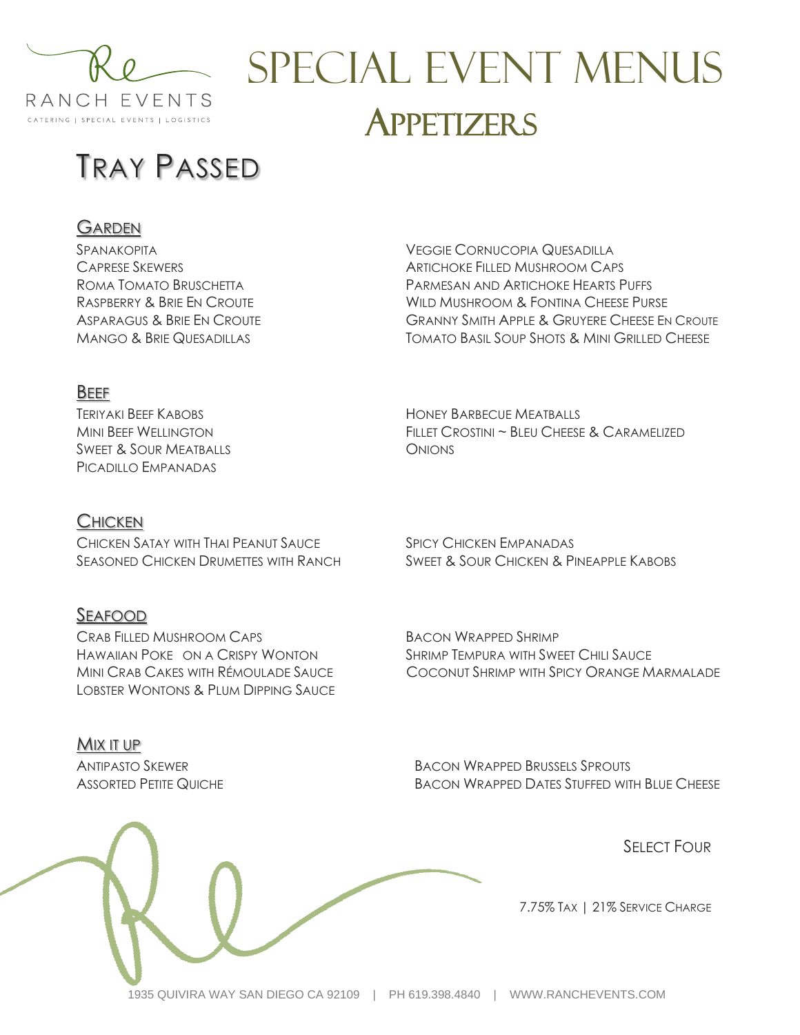RANCH EVENTS

CATERING | SPECIAL EVENTS | LOGISTICS

# Special Event Menus

## Appetizers

## Tray Passed

### Garden

- Spanakopita
- Caprese Skewers
- Roma Tomato Bruschetta
- Raspberry & Brie En Croute
- Asparagus & Brie En Croute
- Mango & Brie Quesadillas
- Veggie Cornucopia Quesadilla
- Artichoke Filled Mushroom Caps
- Parmesan and Artichoke Hearts Puffs
- Wild Mushroom & Fontina Cheese Purse
- Granny Smith Apple & Gruyere Cheese En Croute
- Tomato Basil Soup Shots & Mini Grilled Cheese

### Beef

- Teriyaki Beef Kabobs
- Mini Beef Wellington
- Sweet & Sour Meatballs
- Picadillo Empanadas
- Honey Barbecue Meatballs
- Fillet Crostini ~ Bleu Cheese & Caramelized Onions

### Chicken

- Chicken Satay with Thai Peanut Sauce
- Seasoned Chicken Drumettes with Ranch
- Spicy Chicken Empanadas
- Sweet & Sour Chicken & Pineapple Kabobs

### Seafood

- Crab Filled Mushroom Caps
- Hawaiian Poke on a Crispy Wonton
- Mini Crab Cakes with Rémoulade Sauce
- Lobster Wontons & Plum Dipping Sauce
- Bacon Wrapped Shrimp
- Shrimp Tempura with Sweet Chili Sauce
- Coconut Shrimp with Spicy Orange Marmalade

### Mix it up

- Antipasto Skewer
- Assorted Petite Quiche
- Bacon Wrapped Brussels Sprouts
- Bacon Wrapped Dates Stuffed with Blue Cheese

Select Four

7.75% Tax | 21% Service Charge

1935 Quivira Way San Diego CA 92109 | PH 619.398.4840 | WWW.RANCHEVENTS.COM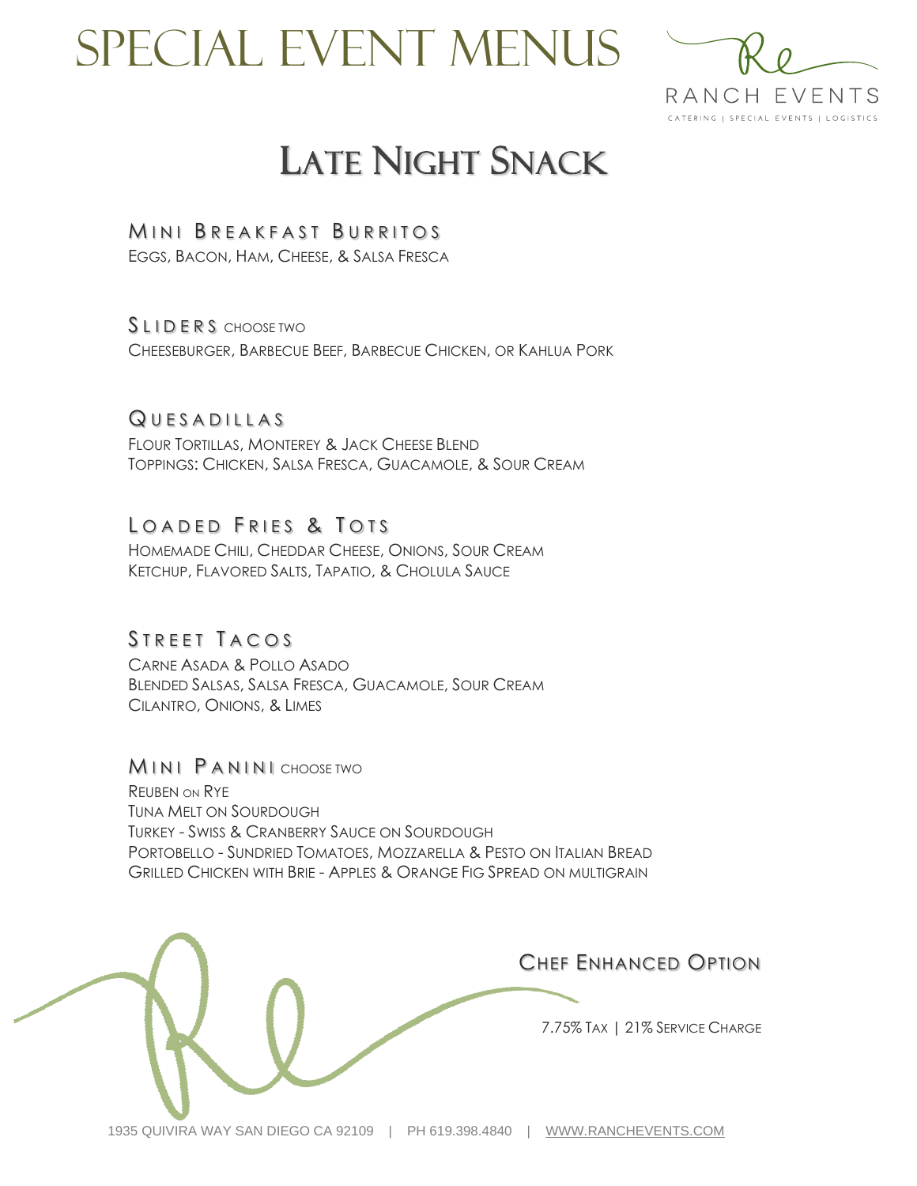# Special Event Menus

Ranch Events
Catering | Special Events | Logistics

## Late Night Snack

### Mini Breakfast Burritos

Eggs, Bacon, Ham, Cheese, & Salsa Fresca

### Sliders choose two

Cheeseburger, Barbecue Beef, Barbecue Chicken, or Kahlua Pork

### Quesadillas

Flour Tortillas, Monterey & Jack Cheese Blend
Toppings: Chicken, Salsa Fresca, Guacamole, & Sour Cream

### Loaded Fries & Tots

Homemade Chili, Cheddar Cheese, Onions, Sour Cream
Ketchup, Flavored Salts, Tapatio, & Cholula Sauce

### Street Tacos

Carne Asada & Pollo Asado
Blended Salsas, Salsa Fresca, Guacamole, Sour Cream
Cilantro, Onions, & Limes

### Mini Panini choose two

Reuben on Rye
Tuna Melt on Sourdough
Turkey - Swiss & Cranberry Sauce on Sourdough
Portobello - Sundried Tomatoes, Mozzarella & Pesto on Italian Bread
Grilled Chicken with Brie - Apples & Orange Fig Spread on multigrain

Chef Enhanced Option

7.75% Tax | 21% Service Charge

1935 Quivira Way San Diego CA 92109 | PH 619.398.4840 | WWW.RANCHEVENTS.COM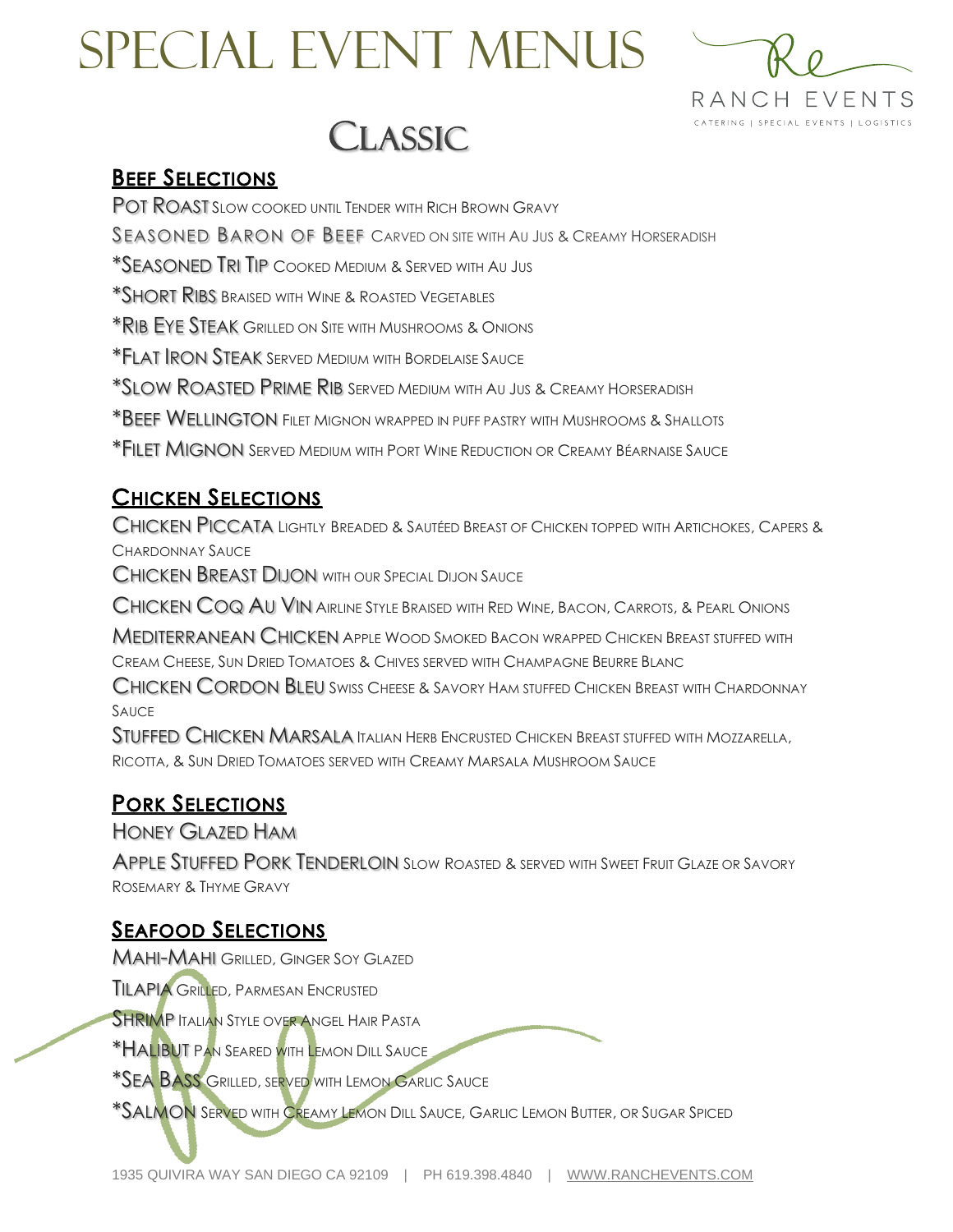# Special Event Menus

RANCH EVENTS
CATERING | SPECIAL EVENTS | LOGISTICS

## Classic

### Beef Selections

Pot Roast Slow cooked until Tender with Rich Brown Gravy

Seasoned Baron of Beef Carved on site with Au Jus & Creamy Horseradish

*Seasoned Tri Tip Cooked Medium & Served with Au Jus

*Short Ribs Braised with Wine & Roasted Vegetables

*Rib Eye Steak Grilled on Site with Mushrooms & Onions

*Flat Iron Steak Served Medium with Bordelaise Sauce

*Slow Roasted Prime Rib Served Medium with Au Jus & Creamy Horseradish

*Beef Wellington Filet Mignon wrapped in puff pastry with Mushrooms & Shallots

*Filet Mignon Served Medium with Port Wine Reduction or Creamy Béarnaise Sauce

### Chicken Selections

Chicken Piccata Lightly Breaded & Sautéed Breast of Chicken topped with Artichokes, Capers & Chardonnay Sauce

Chicken Breast Dijon with our Special Dijon Sauce

Chicken Coq Au Vin Airline Style Braised with Red Wine, Bacon, Carrots, & Pearl Onions

Mediterranean Chicken Apple Wood Smoked Bacon wrapped Chicken Breast stuffed with Cream Cheese, Sun Dried Tomatoes & Chives served with Champagne Beurre Blanc

Chicken Cordon Bleu Swiss Cheese & Savory Ham stuffed Chicken Breast with Chardonnay Sauce

Stuffed Chicken Marsala Italian Herb Encrusted Chicken Breast stuffed with Mozzarella, Ricotta, & Sun Dried Tomatoes served with Creamy Marsala Mushroom Sauce

### Pork Selections

Honey Glazed Ham

Apple Stuffed Pork Tenderloin Slow Roasted & served with Sweet Fruit Glaze or Savory Rosemary & Thyme Gravy

### Seafood Selections

Mahi-Mahi Grilled, Ginger Soy Glazed

Tilapia Grilled, Parmesan Encrusted

Shrimp Italian Style over Angel Hair Pasta

*Halibut Pan Seared with Lemon Dill Sauce

*Sea Bass Grilled, served with Lemon Garlic Sauce

*Salmon Served with Creamy Lemon Dill Sauce, Garlic Lemon Butter, or Sugar Spiced

1935 Quivira Way San Diego CA 92109 | PH 619.398.4840 | WWW.RANCHEVENTS.COM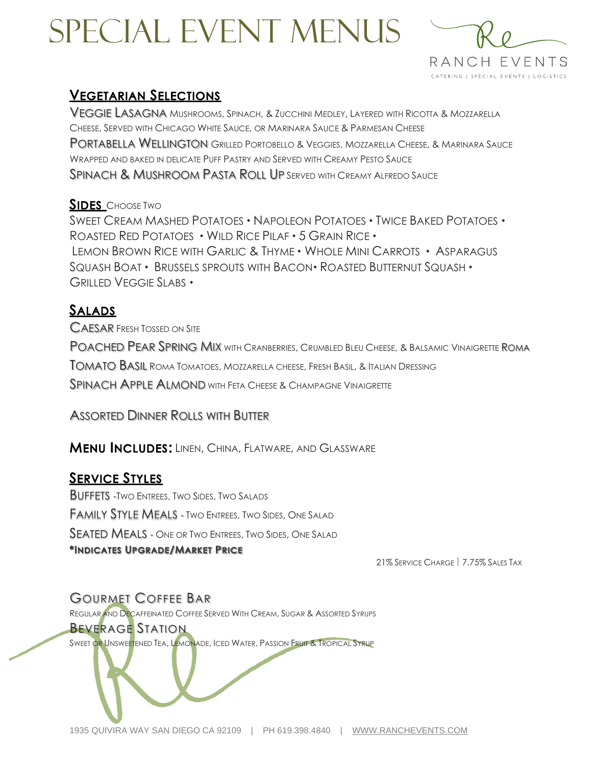# SPECIAL EVENT MENUS

RANCH EVENTS
CATERING | SPECIAL EVENTS | LOGISTICS

## VEGETARIAN SELECTIONS

**VEGGIE LASAGNA** MUSHROOMS, SPINACH, & ZUCCHINI MEDLEY, LAYERED WITH RICOTTA & MOZZARELLA CHEESE, SERVED WITH CHICAGO WHITE SAUCE, OR MARINARA SAUCE & PARMESAN CHEESE

**PORTABELLA WELLINGTON** GRILLED PORTOBELLO & VEGGIES, MOZZARELLA CHEESE, & MARINARA SAUCE WRAPPED AND BAKED IN DELICATE PUFF PASTRY AND SERVED WITH CREAMY PESTO SAUCE

**SPINACH & MUSHROOM PASTA ROLL UP** SERVED WITH CREAMY ALFREDO SAUCE

## SIDES CHOOSE TWO

SWEET CREAM MASHED POTATOES • NAPOLEON POTATOES • TWICE BAKED POTATOES • ROASTED RED POTATOES • WILD RICE PILAF • 5 GRAIN RICE • LEMON BROWN RICE WITH GARLIC & THYME • WHOLE MINI CARROTS • ASPARAGUS SQUASH BOAT • BRUSSELS SPROUTS WITH BACON• ROASTED BUTTERNUT SQUASH • GRILLED VEGGIE SLABS •

## SALADS

**CAESAR** FRESH TOSSED ON SITE

**POACHED PEAR SPRING MIX** WITH CRANBERRIES, CRUMBLED BLEU CHEESE, & BALSAMIC VINAIGRETTE

**ROMA TOMATO BASIL** ROMA TOMATOES, MOZZARELLA CHEESE, FRESH BASIL, & ITALIAN DRESSING

**SPINACH APPLE ALMOND** WITH FETA CHEESE & CHAMPAGNE VINAIGRETTE

ASSORTED DINNER ROLLS WITH BUTTER

**MENU INCLUDES:** LINEN, CHINA, FLATWARE, AND GLASSWARE

## SERVICE STYLES

**BUFFETS** -TWO ENTREES, TWO SIDES, TWO SALADS

**FAMILY STYLE MEALS** - TWO ENTREES, TWO SIDES, ONE SALAD

**SEATED MEALS** - ONE OR TWO ENTREES, TWO SIDES, ONE SALAD

***INDICATES UPGRADE/MARKET PRICE**

21% SERVICE CHARGE | 7.75% SALES TAX

### GOURMET COFFEE BAR

REGULAR AND DECAFFEINATED COFFEE SERVED WITH CREAM, SUGAR & ASSORTED SYRUPS

### BEVERAGE STATION

SWEET OR UNSWEETENED TEA, LEMONADE, ICED WATER, PASSION FRUIT & TROPICAL SYRUP

1935 QUIVIRA WAY SAN DIEGO CA 92109 | PH 619.398.4840 | WWW.RANCHEVENTS.COM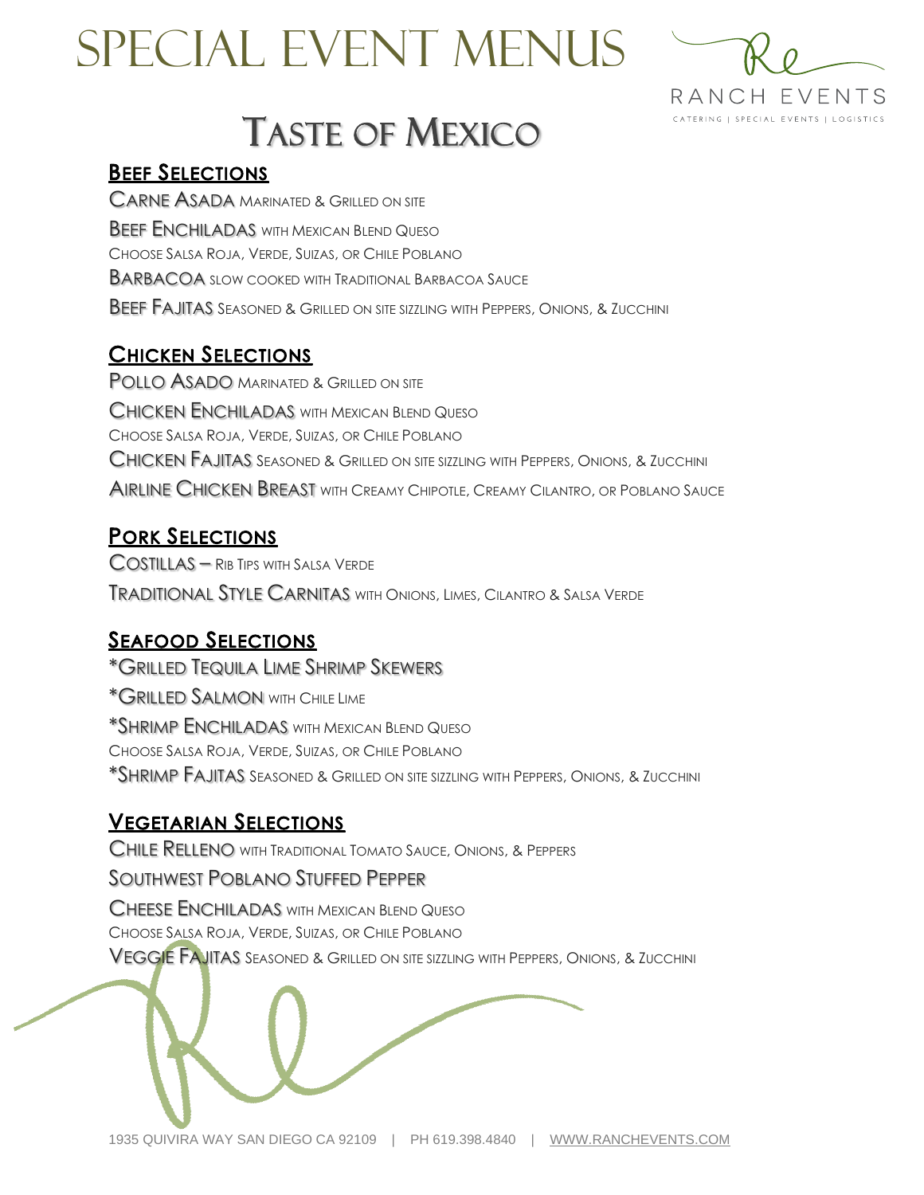# Special Event Menus

RANCH EVENTS

CATERING | SPECIAL EVENTS | LOGISTICS

## Taste of Mexico

### Beef Selections

Carne Asada marinated & Grilled on site

Beef Enchiladas with Mexican Blend Queso
Choose Salsa Roja, Verde, Suizas, or Chile Poblano

Barbacoa slow cooked with Traditional Barbacoa Sauce

Beef Fajitas Seasoned & Grilled on site sizzling with Peppers, Onions, & Zucchini

### Chicken Selections

Pollo Asado marinated & Grilled on site

Chicken Enchiladas with Mexican Blend Queso
Choose Salsa Roja, Verde, Suizas, or Chile Poblano

Chicken Fajitas Seasoned & Grilled on site sizzling with Peppers, Onions, & Zucchini

Airline Chicken Breast with Creamy Chipotle, Creamy Cilantro, or Poblano Sauce

### Pork Selections

Costillas – Rib Tips with Salsa Verde

Traditional Style Carnitas with Onions, Limes, Cilantro & Salsa Verde

### Seafood Selections

*Grilled Tequila Lime Shrimp Skewers

*Grilled Salmon with Chile Lime

*Shrimp Enchiladas with Mexican Blend Queso
Choose Salsa Roja, Verde, Suizas, or Chile Poblano

*Shrimp Fajitas Seasoned & Grilled on site sizzling with Peppers, Onions, & Zucchini

### Vegetarian Selections

Chile Relleno with Traditional Tomato Sauce, Onions, & Peppers

Southwest Poblano Stuffed Pepper

Cheese Enchiladas with Mexican Blend Queso
Choose Salsa Roja, Verde, Suizas, or Chile Poblano

Veggie Fajitas Seasoned & Grilled on site sizzling with Peppers, Onions, & Zucchini

1935 QUIVIRA WAY SAN DIEGO CA 92109 | PH 619.398.4840 | WWW.RANCHEVENTS.COM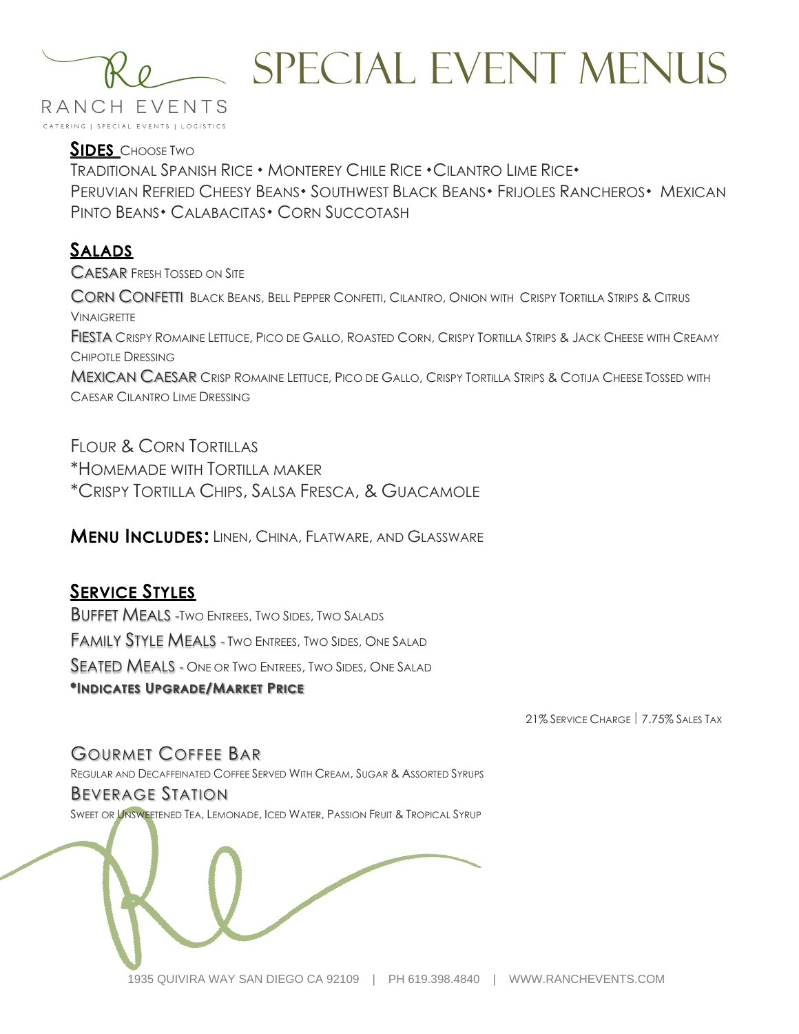# SPECIAL EVENT MENUS

RANCH EVENTS

CATERING | SPECIAL EVENTS | LOGISTICS

## SIDES CHOOSE TWO

TRADITIONAL SPANISH RICE • MONTEREY CHILE RICE • CILANTRO LIME RICE • PERUVIAN REFRIED CHEESY BEANS • SOUTHWEST BLACK BEANS • FRIJOLES RANCHEROS • MEXICAN PINTO BEANS • CALABACITAS • CORN SUCCOTASH

## SALADS

CAESAR FRESH TOSSED ON SITE

CORN CONFETTI BLACK BEANS, BELL PEPPER CONFETTI, CILANTRO, ONION WITH CRISPY TORTILLA STRIPS & CITRUS VINAIGRETTE

FIESTA CRISPY ROMAINE LETTUCE, PICO DE GALLO, ROASTED CORN, CRISPY TORTILLA STRIPS & JACK CHEESE WITH CREAMY CHIPOTLE DRESSING

MEXICAN CAESAR CRISP ROMAINE LETTUCE, PICO DE GALLO, CRISPY TORTILLA STRIPS & COTIJA CHEESE TOSSED WITH CAESAR CILANTRO LIME DRESSING

FLOUR & CORN TORTILLAS

*HOMEMADE WITH TORTILLA MAKER

*CRISPY TORTILLA CHIPS, SALSA FRESCA, & GUACAMOLE

**MENU INCLUDES:** LINEN, CHINA, FLATWARE, AND GLASSWARE

## SERVICE STYLES

BUFFET MEALS -TWO ENTREES, TWO SIDES, TWO SALADS

FAMILY STYLE MEALS - TWO ENTREES, TWO SIDES, ONE SALAD

SEATED MEALS - ONE OR TWO ENTREES, TWO SIDES, ONE SALAD

**\*INDICATES UPGRADE/MARKET PRICE**

21% SERVICE CHARGE | 7.75% SALES TAX

### GOURMET COFFEE BAR

REGULAR AND DECAFFEINATED COFFEE SERVED WITH CREAM, SUGAR & ASSORTED SYRUPS

### BEVERAGE STATION

SWEET OR UNSWEETENED TEA, LEMONADE, ICED WATER, PASSION FRUIT & TROPICAL SYRUP

1935 QUIVIRA WAY SAN DIEGO CA 92109 | PH 619.398.4840 | WWW.RANCHEVENTS.COM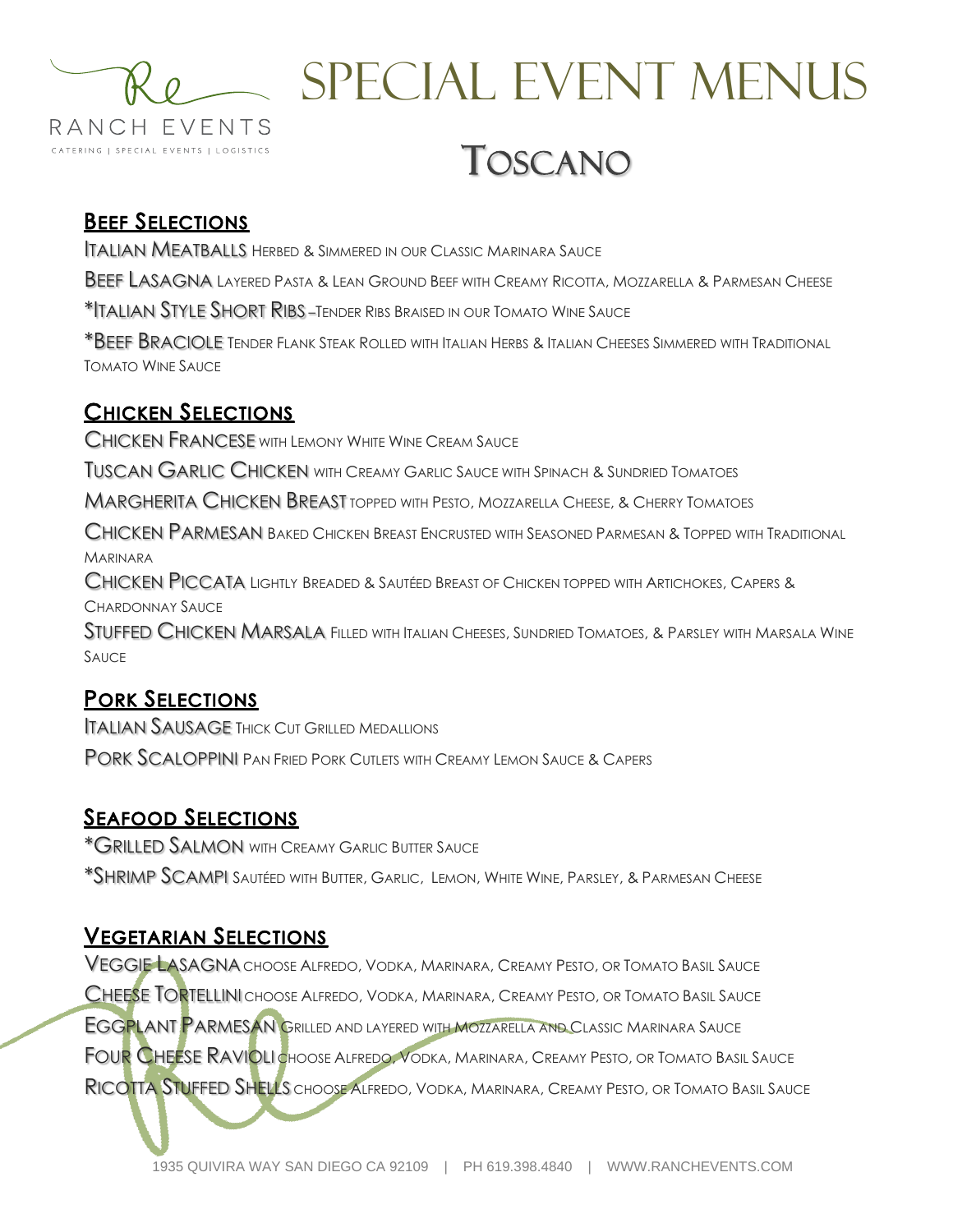RANCH EVENTS

CATERING | SPECIAL EVENTS | LOGISTICS

# Special Event Menus

## Toscano

### Beef Selections

ITALIAN MEATBALLS HERBED & SIMMERED IN OUR CLASSIC MARINARA SAUCE

BEEF LASAGNA LAYERED PASTA & LEAN GROUND BEEF WITH CREAMY RICOTTA, MOZZARELLA & PARMESAN CHEESE

*ITALIAN STYLE SHORT RIBS –TENDER RIBS BRAISED IN OUR TOMATO WINE SAUCE

*BEEF BRACIOLE TENDER FLANK STEAK ROLLED WITH ITALIAN HERBS & ITALIAN CHEESES SIMMERED WITH TRADITIONAL TOMATO WINE SAUCE

### Chicken Selections

CHICKEN FRANCESE WITH LEMONY WHITE WINE CREAM SAUCE

TUSCAN GARLIC CHICKEN WITH CREAMY GARLIC SAUCE WITH SPINACH & SUNDRIED TOMATOES

MARGHERITA CHICKEN BREAST TOPPED WITH PESTO, MOZZARELLA CHEESE, & CHERRY TOMATOES

CHICKEN PARMESAN BAKED CHICKEN BREAST ENCRUSTED WITH SEASONED PARMESAN & TOPPED WITH TRADITIONAL MARINARA

CHICKEN PICCATA LIGHTLY BREADED & SAUTÉED BREAST OF CHICKEN TOPPED WITH ARTICHOKES, CAPERS & CHARDONNAY SAUCE

STUFFED CHICKEN MARSALA FILLED WITH ITALIAN CHEESES, SUNDRIED TOMATOES, & PARSLEY WITH MARSALA WINE SAUCE

### Pork Selections

ITALIAN SAUSAGE THICK CUT GRILLED MEDALLIONS

PORK SCALOPPINI PAN FRIED PORK CUTLETS WITH CREAMY LEMON SAUCE & CAPERS

### Seafood Selections

*GRILLED SALMON WITH CREAMY GARLIC BUTTER SAUCE

*SHRIMP SCAMPI SAUTÉED WITH BUTTER, GARLIC, LEMON, WHITE WINE, PARSLEY, & PARMESAN CHEESE

### Vegetarian Selections

VEGGIE LASAGNA CHOOSE ALFREDO, VODKA, MARINARA, CREAMY PESTO, OR TOMATO BASIL SAUCE

CHEESE TORTELLINI CHOOSE ALFREDO, VODKA, MARINARA, CREAMY PESTO, OR TOMATO BASIL SAUCE

EGGPLANT PARMESAN GRILLED AND LAYERED WITH MOZZARELLA AND CLASSIC MARINARA SAUCE

FOUR CHEESE RAVIOLI CHOOSE ALFREDO, VODKA, MARINARA, CREAMY PESTO, OR TOMATO BASIL SAUCE

RICOTTA STUFFED SHELLS CHOOSE ALFREDO, VODKA, MARINARA, CREAMY PESTO, OR TOMATO BASIL SAUCE

1935 QUIVIRA WAY SAN DIEGO CA 92109 | PH 619.398.4840 | WWW.RANCHEVENTS.COM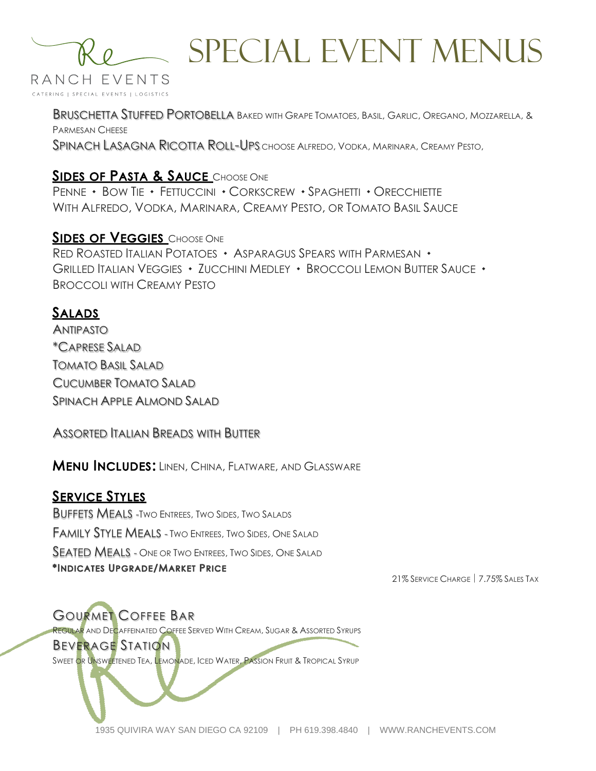# Special Event Menus

RANCH EVENTS
CATERING | SPECIAL EVENTS | LOGISTICS

**Bruschetta Stuffed Portobella** Baked with Grape Tomatoes, Basil, Garlic, Oregano, Mozzarella, & Parmesan Cheese

**Spinach Lasagna Ricotta Roll-Ups** choose Alfredo, Vodka, Marinara, Creamy Pesto,

## Sides of Pasta & Sauce Choose One

Penne • Bow Tie • Fettuccini • Corkscrew • Spaghetti • Orecchiette
With Alfredo, Vodka, Marinara, Creamy Pesto, or Tomato Basil Sauce

## Sides of Veggies Choose One

Red Roasted Italian Potatoes • Asparagus Spears with Parmesan • Grilled Italian Veggies • Zucchini Medley • Broccoli Lemon Butter Sauce • Broccoli with Creamy Pesto

## Salads

Antipasto
*Caprese Salad
Tomato Basil Salad
Cucumber Tomato Salad
Spinach Apple Almond Salad

Assorted Italian Breads with Butter

**Menu Includes:** Linen, China, Flatware, and Glassware

## Service Styles

Buffets Meals - Two Entrees, Two Sides, Two Salads
Family Style Meals - Two Entrees, Two Sides, One Salad
Seated Meals - One or Two Entrees, Two Sides, One Salad
**\*Indicates Upgrade/Market Price**

21% Service Charge | 7.75% Sales Tax

## Gourmet Coffee Bar

Regular and Decaffeinated Coffee Served With Cream, Sugar & Assorted Syrups

## Beverage Station

Sweet or Unsweetened Tea, Lemonade, Iced Water, Passion Fruit & Tropical Syrup

1935 Quivira Way San Diego CA 92109 | PH 619.398.4840 | www.ranchevents.com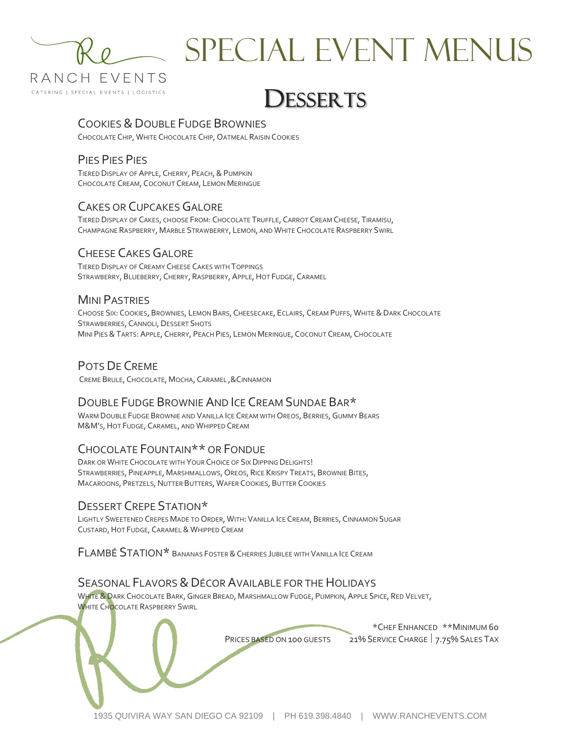RANCH EVENTS

CATERING | SPECIAL EVENTS | LOGISTICS

# Special Event Menus

## Desserts

### Cookies & Double Fudge Brownies
Chocolate Chip, White Chocolate Chip, Oatmeal Raisin Cookies

### Pies Pies Pies
Tiered Display of Apple, Cherry, Peach, & Pumpkin
Chocolate Cream, Coconut Cream, Lemon Meringue

### Cakes or Cupcakes Galore
Tiered Display of Cakes, choose From: Chocolate Truffle, Carrot Cream Cheese, Tiramisu, Champagne Raspberry, Marble Strawberry, Lemon, and White Chocolate Raspberry Swirl

### Cheese Cakes Galore
Tiered Display of Creamy Cheese Cakes with Toppings
Strawberry, Blueberry, Cherry, Raspberry, Apple, Hot Fudge, Caramel

### Mini Pastries
Choose Six: Cookies, Brownies, Lemon Bars, Cheesecake, Eclairs, Cream Puffs, White & Dark Chocolate Strawberries, Cannoli, Dessert Shots
Mini Pies & Tarts: Apple, Cherry, Peach Pies, Lemon Meringue, Coconut Cream, Chocolate

### Pots De Creme
Creme Brule, Chocolate, Mocha, Caramel ,&Cinnamon

### Double Fudge Brownie And Ice Cream Sundae Bar*
Warm Double Fudge Brownie and Vanilla Ice Cream with Oreos, Berries, Gummy Bears M&M's, Hot Fudge, Caramel, and Whipped Cream

### Chocolate Fountain** or Fondue
Dark or White Chocolate with Your Choice of Six Dipping Delights!
Strawberries, Pineapple, Marshmallows, Oreos, Rice Krispy Treats, Brownie Bites, Macaroons, Pretzels, Nutter Butters, Wafer Cookies, Butter Cookies

### Dessert Crepe Station*
Lightly Sweetened Crepes Made to Order, With: Vanilla Ice Cream, Berries, Cinnamon Sugar Custard, Hot Fudge, Caramel & Whipped Cream

### Flambé Station* Bananas Foster & Cherries Jubilee with Vanilla Ice Cream

### Seasonal Flavors & Décor Available for the Holidays
White & Dark Chocolate Bark, Ginger Bread, Marshmallow Fudge, Pumpkin, Apple Spice, Red Velvet, White Chocolate Raspberry Swirl

*Chef Enhanced **Minimum 60

Prices based on 100 guests | 21% Service Charge | 7.75% Sales Tax

1935 Quivira Way San Diego CA 92109 | PH 619.398.4840 | WWW.RANCHEVENTS.COM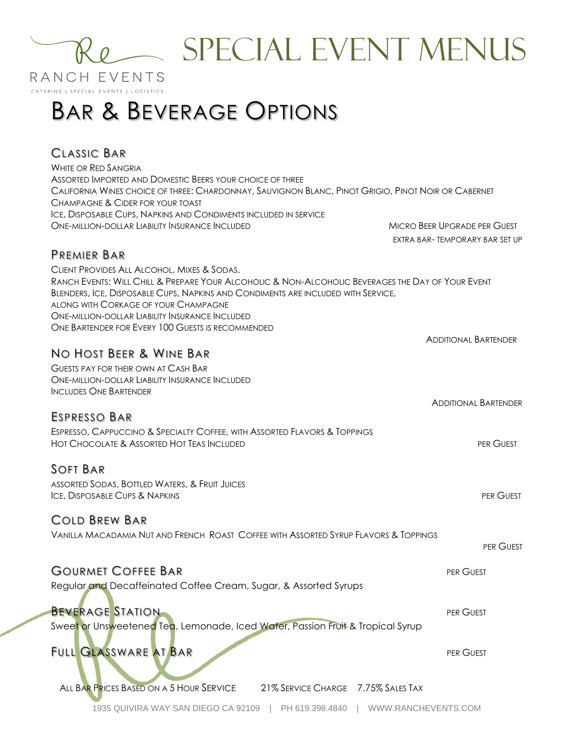# Special Event Menus

RANCH EVENTS

CATERING | SPECIAL EVENTS | LOGISTICS

## Bar & Beverage Options

### Classic Bar

White or Red Sangria
Assorted Imported and Domestic Beers your choice of three
California Wines choice of three: Chardonnay, Sauvignon Blanc, Pinot Grigio, Pinot Noir or Cabernet
Champagne & Cider for your toast
Ice, Disposable Cups, Napkins and Condiments included in service
One-Million-Dollar Liability Insurance Included

Micro Beer Upgrade per Guest
Extra Bar- Temporary Bar Set Up

### Premier Bar

Client Provides All Alcohol, Mixes & Sodas.
Ranch Events: Will Chill & Prepare Your Alcoholic & Non-Alcoholic Beverages the Day of Your Event
Blenders, Ice, Disposable Cups, Napkins and Condiments are included with Service,
along with Corkage of your Champagne
One-Million-Dollar Liability Insurance Included
One Bartender for Every 100 Guests is Recommended

Additional Bartender

### No Host Beer & Wine Bar

Guests Pay for their own at Cash Bar
One-Million-Dollar Liability Insurance Included
Includes One Bartender

Additional Bartender

### Espresso Bar

Espresso, Cappuccino & Specialty Coffee, with Assorted Flavors & Toppings
Hot Chocolate & Assorted Hot Teas Included

Per Guest

### Soft Bar

Assorted Sodas, Bottled Waters, & Fruit Juices
Ice, Disposable Cups & Napkins

Per Guest

### Cold Brew Bar

Vanilla Macadamia Nut and French Roast Coffee with Assorted Syrup Flavors & Toppings

Per Guest

### Gourmet Coffee Bar

Per Guest

Regular and Decaffeinated Coffee Cream, Sugar, & Assorted Syrups

### Beverage Station

Per Guest

Sweet or Unsweetened Tea, Lemonade, Iced Water, Passion Fruit & Tropical Syrup

### Full Glassware at Bar

Per Guest

All Bar Prices Based on a 5 Hour Service 21% Service Charge 7.75% Sales Tax

1935 QUIVIRA WAY SAN DIEGO CA 92109 | PH 619.398.4840 | WWW.RANCHEVENTS.COM